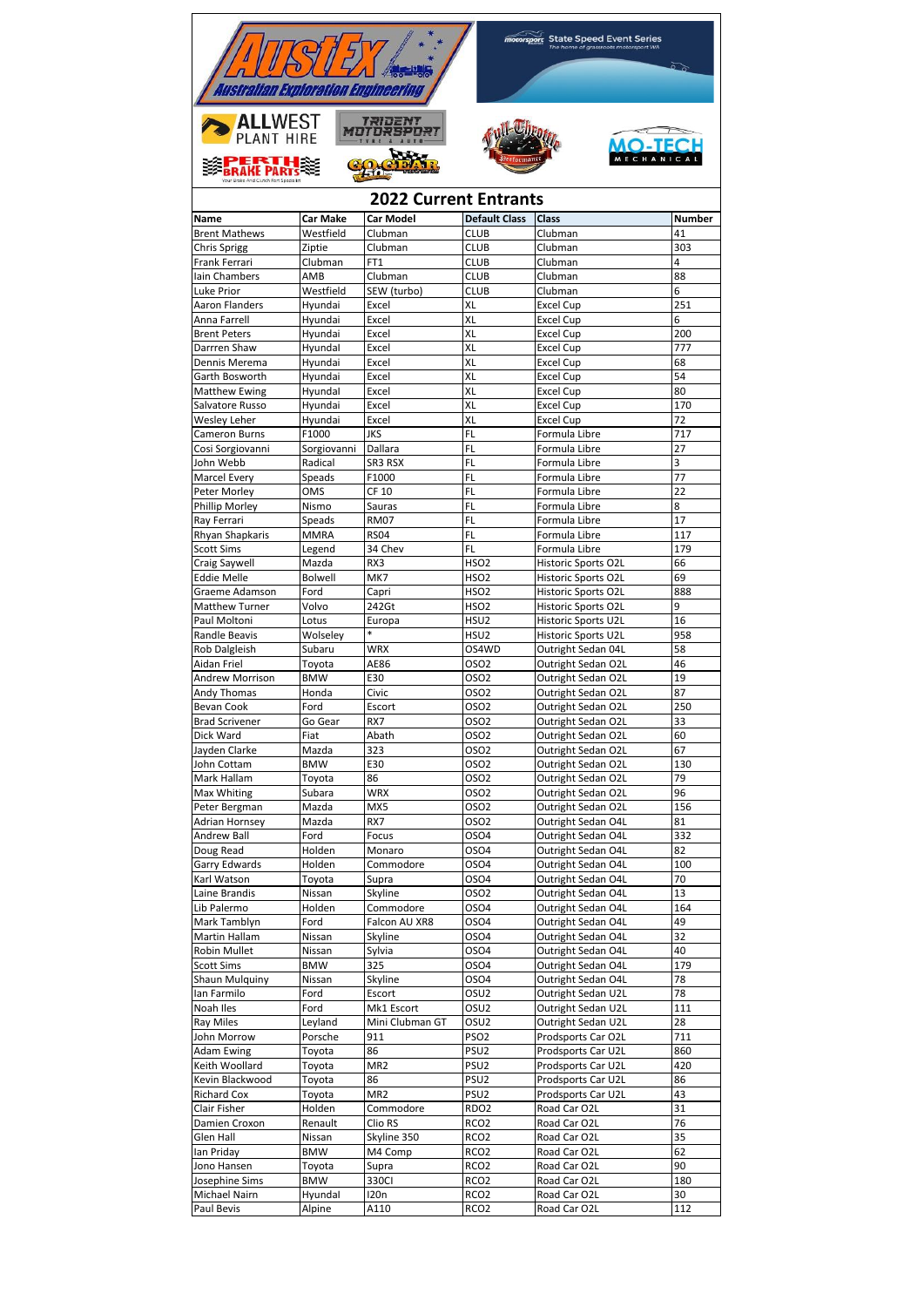## 2022 Current Entrants

| Name | Car Make | Car Model | Default Class | Class | Number |
|---|---|---|---|---|---|
| Brent Mathews | Westfield | Clubman | CLUB | Clubman | 41 |
| Chris Sprigg | Ziptie | Clubman | CLUB | Clubman | 303 |
| Frank Ferrari | Clubman | FT1 | CLUB | Clubman | 4 |
| Iain Chambers | AMB | Clubman | CLUB | Clubman | 88 |
| Luke Prior | Westfield | SEW (turbo) | CLUB | Clubman | 6 |
| Aaron Flanders | Hyundai | Excel | XL | Excel Cup | 251 |
| Anna Farrell | Hyundai | Excel | XL | Excel Cup | 6 |
| Brent Peters | Hyundai | Excel | XL | Excel Cup | 200 |
| Darrren Shaw | Hyundai | Excel | XL | Excel Cup | 777 |
| Dennis Merema | Hyundai | Excel | XL | Excel Cup | 68 |
| Garth Bosworth | Hyundai | Excel | XL | Excel Cup | 54 |
| Matthew Ewing | Hyundai | Excel | XL | Excel Cup | 80 |
| Salvatore Russo | Hyundai | Excel | XL | Excel Cup | 170 |
| Wesley Leher | Hyundai | Excel | XL | Excel Cup | 72 |
| Cameron Burns | F1000 | JKS | FL | Formula Libre | 717 |
| Cosi Sorgiovanni | Sorgiovanni | Dallara | FL | Formula Libre | 27 |
| John Webb | Radical | SR3 RSX | FL | Formula Libre | 3 |
| Marcel Every | Speads | F1000 | FL | Formula Libre | 77 |
| Peter Morley | OMS | CF 10 | FL | Formula Libre | 22 |
| Phillip Morley | Nismo | Sauras | FL | Formula Libre | 8 |
| Ray Ferrari | Speads | RM07 | FL | Formula Libre | 17 |
| Rhyan Shapkaris | MMRA | RS04 | FL | Formula Libre | 117 |
| Scott Sims | Legend | 34 Chev | FL | Formula Libre | 179 |
| Craig Saywell | Mazda | RX3 | HSO2 | Historic Sports O2L | 66 |
| Eddie Melle | Bolwell | MK7 | HSO2 | Historic Sports O2L | 69 |
| Graeme Adamson | Ford | Capri | HSO2 | Historic Sports O2L | 888 |
| Matthew Turner | Volvo | 242Gt | HSO2 | Historic Sports O2L | 9 |
| Paul Moltoni | Lotus | Europa | HSU2 | Historic Sports U2L | 16 |
| Randle Beavis | Wolseley | * | HSU2 | Historic Sports U2L | 958 |
| Rob Dalgleish | Subaru | WRX | OS4WD | Outright Sedan O4L | 58 |
| Aidan Friel | Toyota | AE86 | OSO2 | Outright Sedan O2L | 46 |
| Andrew Morrison | BMW | E30 | OSO2 | Outright Sedan O2L | 19 |
| Andy Thomas | Honda | Civic | OSO2 | Outright Sedan O2L | 87 |
| Bevan Cook | Ford | Escort | OSO2 | Outright Sedan O2L | 250 |
| Brad Scrivener | Go Gear | RX7 | OSO2 | Outright Sedan O2L | 33 |
| Dick Ward | Fiat | Abath | OSO2 | Outright Sedan O2L | 60 |
| Jayden Clarke | Mazda | 323 | OSO2 | Outright Sedan O2L | 67 |
| John Cottam | BMW | E30 | OSO2 | Outright Sedan O2L | 130 |
| Mark Hallam | Toyota | 86 | OSO2 | Outright Sedan O2L | 79 |
| Max Whiting | Subara | WRX | OSO2 | Outright Sedan O2L | 96 |
| Peter Bergman | Mazda | MX5 | OSO2 | Outright Sedan O2L | 156 |
| Adrian Hornsey | Mazda | RX7 | OSO2 | Outright Sedan O4L | 81 |
| Andrew Ball | Ford | Focus | OSO4 | Outright Sedan O4L | 332 |
| Doug Read | Holden | Monaro | OSO4 | Outright Sedan O4L | 82 |
| Garry Edwards | Holden | Commodore | OSO4 | Outright Sedan O4L | 100 |
| Karl Watson | Toyota | Supra | OSO4 | Outright Sedan O4L | 70 |
| Laine Brandis | Nissan | Skyline | OSO2 | Outright Sedan O4L | 13 |
| Lib Palermo | Holden | Commodore | OSO4 | Outright Sedan O4L | 164 |
| Mark Tamblyn | Ford | Falcon AU XR8 | OSO4 | Outright Sedan O4L | 49 |
| Martin Hallam | Nissan | Skyline | OSO4 | Outright Sedan O4L | 32 |
| Robin Mullet | Nissan | Sylvia | OSO4 | Outright Sedan O4L | 40 |
| Scott Sims | BMW | 325 | OSO4 | Outright Sedan O4L | 179 |
| Shaun Mulquiny | Nissan | Skyline | OSO4 | Outright Sedan O4L | 78 |
| Ian Farmilo | Ford | Escort | OSU2 | Outright Sedan U2L | 78 |
| Noah Iles | Ford | Mk1 Escort | OSU2 | Outright Sedan U2L | 111 |
| Ray Miles | Leyland | Mini Clubman GT | OSU2 | Outright Sedan U2L | 28 |
| John Morrow | Porsche | 911 | PSO2 | Prodsports Car O2L | 711 |
| Adam Ewing | Toyota | 86 | PSU2 | Prodsports Car U2L | 860 |
| Keith Woollard | Toyota | MR2 | PSU2 | Prodsports Car U2L | 420 |
| Kevin Blackwood | Toyota | 86 | PSU2 | Prodsports Car U2L | 86 |
| Richard Cox | Toyota | MR2 | PSU2 | Prodsports Car U2L | 43 |
| Clair Fisher | Holden | Commodore | RDO2 | Road Car O2L | 31 |
| Damien Croxon | Renault | Clio RS | RCO2 | Road Car O2L | 76 |
| Glen Hall | Nissan | Skyline 350 | RCO2 | Road Car O2L | 35 |
| Ian Priday | BMW | M4 Comp | RCO2 | Road Car O2L | 62 |
| Jono Hansen | Toyota | Supra | RCO2 | Road Car O2L | 90 |
| Josephine Sims | BMW | 330CI | RCO2 | Road Car O2L | 180 |
| Michael Nairn | Hyundai | I20n | RCO2 | Road Car O2L | 30 |
| Paul Bevis | Alpine | A110 | RCO2 | Road Car O2L | 112 |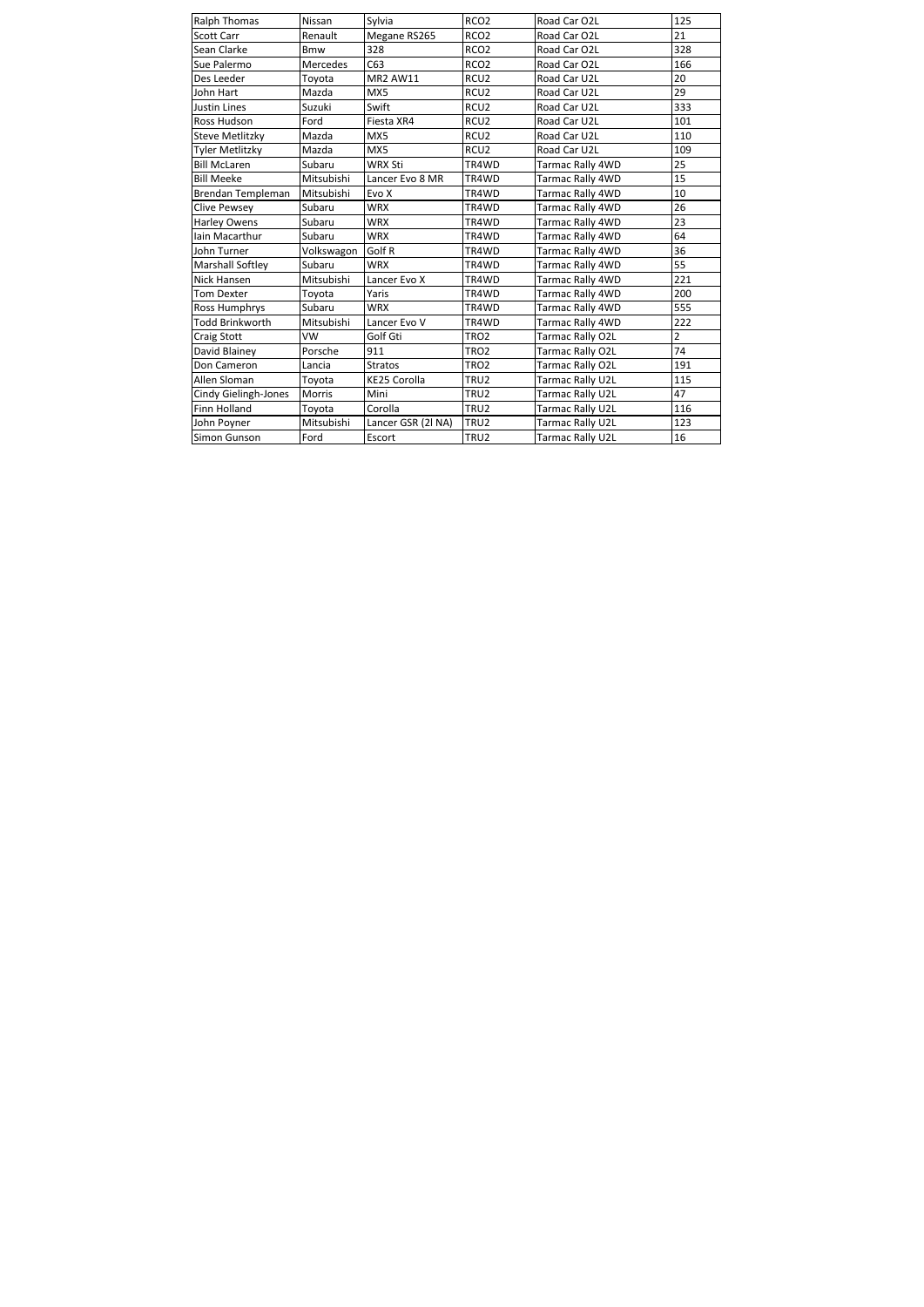| | | | | | |
|---|---|---|---|---|---|
| Ralph Thomas | Nissan | Sylvia | RCO2 | Road Car O2L | 125 |
| Scott Carr | Renault | Megane RS265 | RCO2 | Road Car O2L | 21 |
| Sean Clarke | Bmw | 328 | RCO2 | Road Car O2L | 328 |
| Sue Palermo | Mercedes | C63 | RCO2 | Road Car O2L | 166 |
| Des Leeder | Toyota | MR2 AW11 | RCU2 | Road Car U2L | 20 |
| John Hart | Mazda | MX5 | RCU2 | Road Car U2L | 29 |
| Justin Lines | Suzuki | Swift | RCU2 | Road Car U2L | 333 |
| Ross Hudson | Ford | Fiesta XR4 | RCU2 | Road Car U2L | 101 |
| Steve Metlitzky | Mazda | MX5 | RCU2 | Road Car U2L | 110 |
| Tyler Metlitzky | Mazda | MX5 | RCU2 | Road Car U2L | 109 |
| Bill McLaren | Subaru | WRX Sti | TR4WD | Tarmac Rally 4WD | 25 |
| Bill Meeke | Mitsubishi | Lancer Evo 8 MR | TR4WD | Tarmac Rally 4WD | 15 |
| Brendan Templeman | Mitsubishi | Evo X | TR4WD | Tarmac Rally 4WD | 10 |
| Clive Pewsey | Subaru | WRX | TR4WD | Tarmac Rally 4WD | 26 |
| Harley Owens | Subaru | WRX | TR4WD | Tarmac Rally 4WD | 23 |
| Iain Macarthur | Subaru | WRX | TR4WD | Tarmac Rally 4WD | 64 |
| John Turner | Volkswagon | Golf R | TR4WD | Tarmac Rally 4WD | 36 |
| Marshall Softley | Subaru | WRX | TR4WD | Tarmac Rally 4WD | 55 |
| Nick Hansen | Mitsubishi | Lancer Evo X | TR4WD | Tarmac Rally 4WD | 221 |
| Tom Dexter | Toyota | Yaris | TR4WD | Tarmac Rally 4WD | 200 |
| Ross Humphrys | Subaru | WRX | TR4WD | Tarmac Rally 4WD | 555 |
| Todd Brinkworth | Mitsubishi | Lancer Evo V | TR4WD | Tarmac Rally 4WD | 222 |
| Craig Stott | VW | Golf Gti | TRO2 | Tarmac Rally O2L | 2 |
| David Blainey | Porsche | 911 | TRO2 | Tarmac Rally O2L | 74 |
| Don Cameron | Lancia | Stratos | TRO2 | Tarmac Rally O2L | 191 |
| Allen Sloman | Toyota | KE25 Corolla | TRU2 | Tarmac Rally U2L | 115 |
| Cindy Gielingh-Jones | Morris | Mini | TRU2 | Tarmac Rally U2L | 47 |
| Finn Holland | Toyota | Corolla | TRU2 | Tarmac Rally U2L | 116 |
| John Poyner | Mitsubishi | Lancer GSR (2l NA) | TRU2 | Tarmac Rally U2L | 123 |
| Simon Gunson | Ford | Escort | TRU2 | Tarmac Rally U2L | 16 |